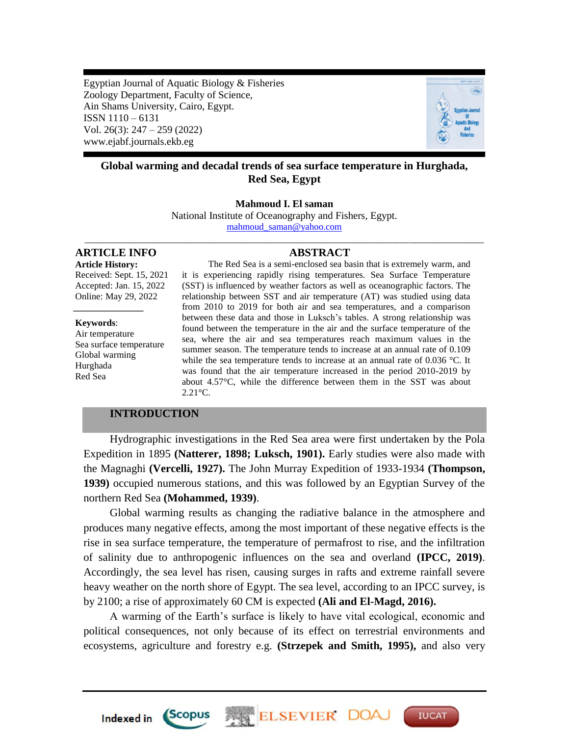Egyptian Journal of Aquatic Biology & Fisheries
Zoology Department, Faculty of Science,
Ain Shams University, Cairo, Egypt.
ISSN 1110 – 6131
Vol. 26(3): 247 – 259 (2022)
www.ejabf.journals.ekb.eg

# Global warming and decadal trends of sea surface temperature in Hurghada, Red Sea, Egypt

**Mahmoud I. El saman**

National Institute of Oceanography and Fishers, Egypt.

mahmoud_saman@yahoo.com

## ARTICLE INFO

**Article History:**
Received: Sept. 15, 2021
Accepted: Jan. 15, 2022
Online: May 29, 2022

**Keywords**:
Air temperature
Sea surface temperature
Global warming
Hurghada
Red Sea

## ABSTRACT

The Red Sea is a semi-enclosed sea basin that is extremely warm, and it is experiencing rapidly rising temperatures. Sea Surface Temperature (SST) is influenced by weather factors as well as oceanographic factors. The relationship between SST and air temperature (AT) was studied using data from 2010 to 2019 for both air and sea temperatures, and a comparison between these data and those in Luksch's tables. A strong relationship was found between the temperature in the air and the surface temperature of the sea, where the air and sea temperatures reach maximum values in the summer season. The temperature tends to increase at an annual rate of 0.109 while the sea temperature tends to increase at an annual rate of 0.036 °C. It was found that the air temperature increased in the period 2010-2019 by about 4.57°C, while the difference between them in the SST was about 2.21°C.

## INTRODUCTION

Hydrographic investigations in the Red Sea area were first undertaken by the Pola Expedition in 1895 **(Natterer, 1898; Luksch, 1901).** Early studies were also made with the Magnaghi **(Vercelli, 1927).** The John Murray Expedition of 1933-1934 **(Thompson, 1939)** occupied numerous stations, and this was followed by an Egyptian Survey of the northern Red Sea **(Mohammed, 1939)**.

Global warming results as changing the radiative balance in the atmosphere and produces many negative effects, among the most important of these negative effects is the rise in sea surface temperature, the temperature of permafrost to rise, and the infiltration of salinity due to anthropogenic influences on the sea and overland **(IPCC, 2019)**. Accordingly, the sea level has risen, causing surges in rafts and extreme rainfall severe heavy weather on the north shore of Egypt. The sea level, according to an IPCC survey, is by 2100; a rise of approximately 60 CM is expected **(Ali and El-Magd, 2016).**

A warming of the Earth's surface is likely to have vital ecological, economic and political consequences, not only because of its effect on terrestrial environments and ecosystems, agriculture and forestry e.g. **(Strzepek and Smith, 1995),** and also very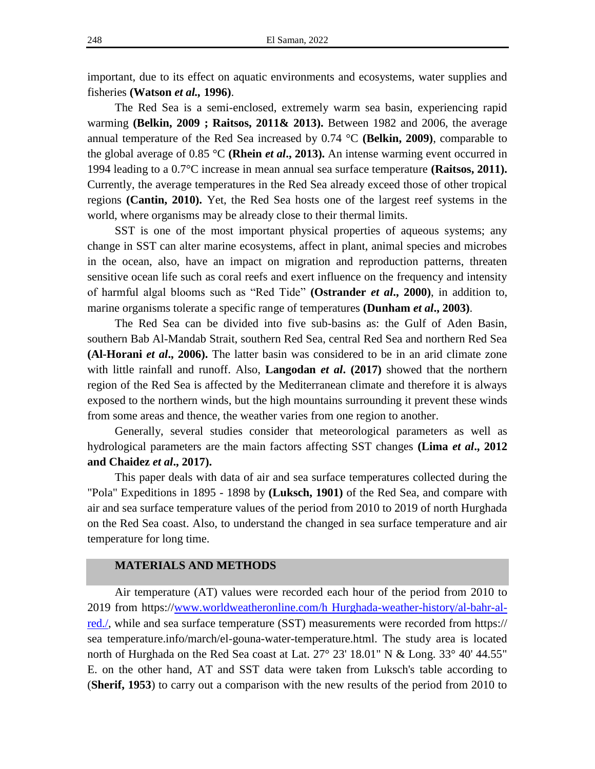important, due to its effect on aquatic environments and ecosystems, water supplies and fisheries **(Watson *et al.,* 1996)**.

The Red Sea is a semi-enclosed, extremely warm sea basin, experiencing rapid warming **(Belkin, 2009 ; Raitsos, 2011& 2013).** Between 1982 and 2006, the average annual temperature of the Red Sea increased by 0.74 °C **(Belkin, 2009)**, comparable to the global average of 0.85 °C **(Rhein *et al*., 2013).** An intense warming event occurred in 1994 leading to a 0.7°C increase in mean annual sea surface temperature **(Raitsos, 2011).** Currently, the average temperatures in the Red Sea already exceed those of other tropical regions **(Cantin, 2010).** Yet, the Red Sea hosts one of the largest reef systems in the world, where organisms may be already close to their thermal limits.

SST is one of the most important physical properties of aqueous systems; any change in SST can alter marine ecosystems, affect in plant, animal species and microbes in the ocean, also, have an impact on migration and reproduction patterns, threaten sensitive ocean life such as coral reefs and exert influence on the frequency and intensity of harmful algal blooms such as "Red Tide" **(Ostrander *et al*., 2000)**, in addition to, marine organisms tolerate a specific range of temperatures **(Dunham *et al*., 2003)**.

The Red Sea can be divided into five sub-basins as: the Gulf of Aden Basin, southern Bab Al-Mandab Strait, southern Red Sea, central Red Sea and northern Red Sea **(Al-Horani *et al*., 2006).** The latter basin was considered to be in an arid climate zone with little rainfall and runoff. Also, **Langodan *et al*. (2017)** showed that the northern region of the Red Sea is affected by the Mediterranean climate and therefore it is always exposed to the northern winds, but the high mountains surrounding it prevent these winds from some areas and thence, the weather varies from one region to another.

Generally, several studies consider that meteorological parameters as well as hydrological parameters are the main factors affecting SST changes **(Lima *et al*., 2012 and Chaidez *et al*., 2017).**

This paper deals with data of air and sea surface temperatures collected during the "Pola" Expeditions in 1895 - 1898 by **(Luksch, 1901)** of the Red Sea, and compare with air and sea surface temperature values of the period from 2010 to 2019 of north Hurghada on the Red Sea coast. Also, to understand the changed in sea surface temperature and air temperature for long time.

## MATERIALS AND METHODS

Air temperature (AT) values were recorded each hour of the period from 2010 to 2019 from https://www.worldweatheronline.com/h Hurghada-weather-history/al-bahr-al-red./, while and sea surface temperature (SST) measurements were recorded from https:// sea temperature.info/march/el-gouna-water-temperature.html. The study area is located north of Hurghada on the Red Sea coast at Lat. 27° 23' 18.01" N & Long. 33° 40' 44.55" E. on the other hand, AT and SST data were taken from Luksch's table according to (**Sherif, 1953**) to carry out a comparison with the new results of the period from 2010 to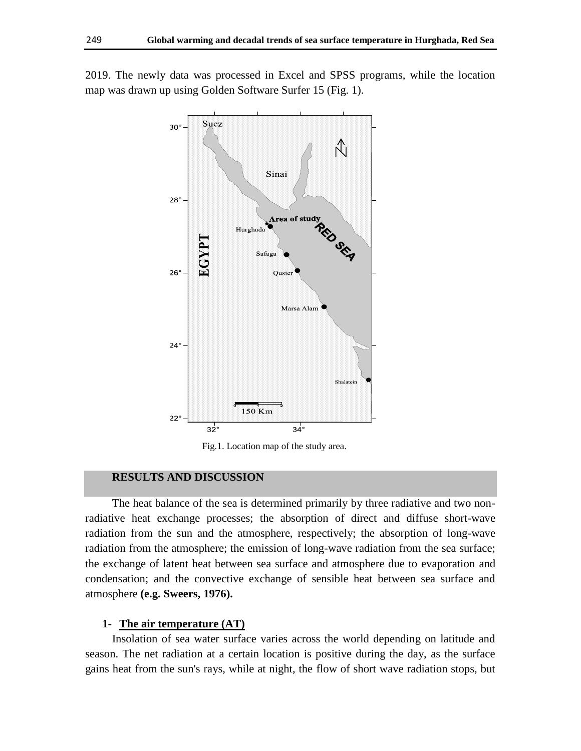2019. The newly data was processed in Excel and SPSS programs, while the location map was drawn up using Golden Software Surfer 15 (Fig. 1).

Fig.1. Location map of the study area.

## RESULTS AND DISCUSSION

The heat balance of the sea is determined primarily by three radiative and two non-radiative heat exchange processes; the absorption of direct and diffuse short-wave radiation from the sun and the atmosphere, respectively; the absorption of long-wave radiation from the atmosphere; the emission of long-wave radiation from the sea surface; the exchange of latent heat between sea surface and atmosphere due to evaporation and condensation; and the convective exchange of sensible heat between sea surface and atmosphere **(e.g. Sweers, 1976).**

### 1- The air temperature (AT)

Insolation of sea water surface varies across the world depending on latitude and season. The net radiation at a certain location is positive during the day, as the surface gains heat from the sun's rays, while at night, the flow of short wave radiation stops, but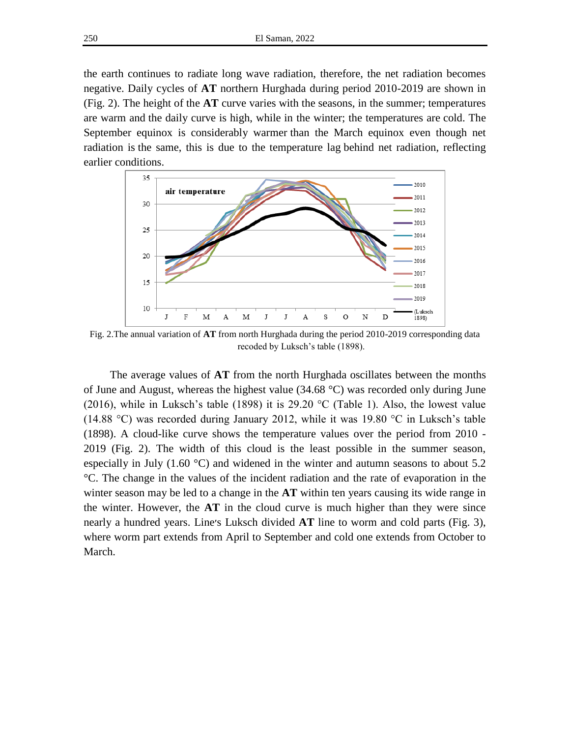the earth continues to radiate long wave radiation, therefore, the net radiation becomes negative. Daily cycles of **AT** northern Hurghada during period 2010-2019 are shown in (Fig. 2). The height of the **AT** curve varies with the seasons, in the summer; temperatures are warm and the daily curve is high, while in the winter; the temperatures are cold. The September equinox is considerably warmer than the March equinox even though net radiation is the same, this is due to the temperature lag behind net radiation, reflecting earlier conditions.

Fig. 2.The annual variation of **AT** from north Hurghada during the period 2010-2019 corresponding data recoded by Luksch's table (1898).

The average values of **AT** from the north Hurghada oscillates between the months of June and August, whereas the highest value (34.68 °C) was recorded only during June (2016), while in Luksch's table (1898) it is 29.20 °C (Table 1). Also, the lowest value (14.88 °C) was recorded during January 2012, while it was 19.80 °C in Luksch's table (1898). A cloud-like curve shows the temperature values over the period from 2010 - 2019 (Fig. 2). The width of this cloud is the least possible in the summer season, especially in July (1.60 °C) and widened in the winter and autumn seasons to about 5.2 °C. The change in the values of the incident radiation and the rate of evaporation in the winter season may be led to a change in the **AT** within ten years causing its wide range in the winter. However, the **AT** in the cloud curve is much higher than they were since nearly a hundred years. Line's Luksch divided **AT** line to worm and cold parts (Fig. 3), where worm part extends from April to September and cold one extends from October to March.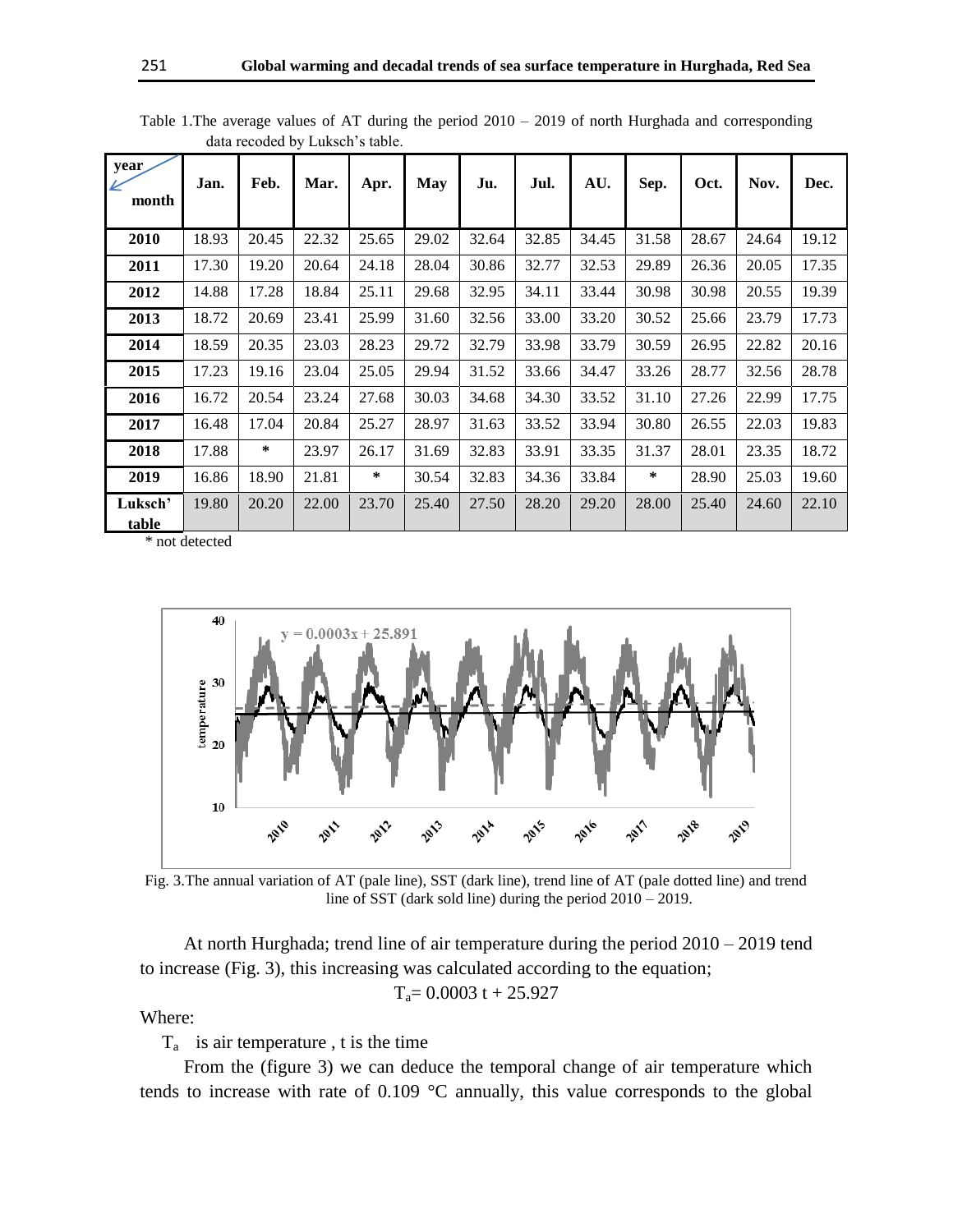Table 1.The average values of AT during the period 2010 – 2019 of north Hurghada and corresponding data recoded by Luksch's table.

| year / month | Jan. | Feb. | Mar. | Apr. | May | Ju. | Jul. | AU. | Sep. | Oct. | Nov. | Dec. |
|---|---|---|---|---|---|---|---|---|---|---|---|---|
| 2010 | 18.93 | 20.45 | 22.32 | 25.65 | 29.02 | 32.64 | 32.85 | 34.45 | 31.58 | 28.67 | 24.64 | 19.12 |
| 2011 | 17.30 | 19.20 | 20.64 | 24.18 | 28.04 | 30.86 | 32.77 | 32.53 | 29.89 | 26.36 | 20.05 | 17.35 |
| 2012 | 14.88 | 17.28 | 18.84 | 25.11 | 29.68 | 32.95 | 34.11 | 33.44 | 30.98 | 30.98 | 20.55 | 19.39 |
| 2013 | 18.72 | 20.69 | 23.41 | 25.99 | 31.60 | 32.56 | 33.00 | 33.20 | 30.52 | 25.66 | 23.79 | 17.73 |
| 2014 | 18.59 | 20.35 | 23.03 | 28.23 | 29.72 | 32.79 | 33.98 | 33.79 | 30.59 | 26.95 | 22.82 | 20.16 |
| 2015 | 17.23 | 19.16 | 23.04 | 25.05 | 29.94 | 31.52 | 33.66 | 34.47 | 33.26 | 28.77 | 32.56 | 28.78 |
| 2016 | 16.72 | 20.54 | 23.24 | 27.68 | 30.03 | 34.68 | 34.30 | 33.52 | 31.10 | 27.26 | 22.99 | 17.75 |
| 2017 | 16.48 | 17.04 | 20.84 | 25.27 | 28.97 | 31.63 | 33.52 | 33.94 | 30.80 | 26.55 | 22.03 | 19.83 |
| 2018 | 17.88 | * | 23.97 | 26.17 | 31.69 | 32.83 | 33.91 | 33.35 | 31.37 | 28.01 | 23.35 | 18.72 |
| 2019 | 16.86 | 18.90 | 21.81 | * | 30.54 | 32.83 | 34.36 | 33.84 | * | 28.90 | 25.03 | 19.60 |
| Luksch' table | 19.80 | 20.20 | 22.00 | 23.70 | 25.40 | 27.50 | 28.20 | 29.20 | 28.00 | 25.40 | 24.60 | 22.10 |

\* not detected

Fig. 3.The annual variation of AT (pale line), SST (dark line), trend line of AT (pale dotted line) and trend line of SST (dark sold line) during the period 2010 – 2019.

At north Hurghada; trend line of air temperature during the period 2010 – 2019 tend to increase (Fig. 3), this increasing was calculated according to the equation;

$$T_a = 0.0003\ t + 25.927$$

Where:

$T_a$ is air temperature , t is the time

From the (figure 3) we can deduce the temporal change of air temperature which tends to increase with rate of 0.109 °C annually, this value corresponds to the global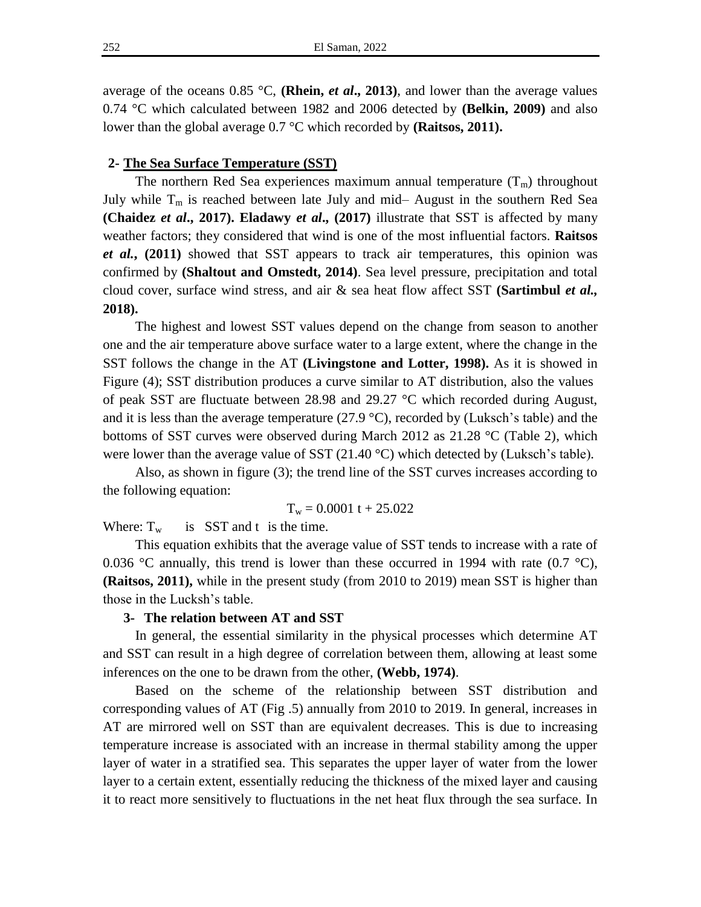average of the oceans 0.85 °C, **(Rhein, *et al*., 2013)**, and lower than the average values 0.74 °C which calculated between 1982 and 2006 detected by **(Belkin, 2009)** and also lower than the global average 0.7 °C which recorded by **(Raitsos, 2011).**

## 2- The Sea Surface Temperature (SST)

The northern Red Sea experiences maximum annual temperature ($T_m$) throughout July while $T_m$ is reached between late July and mid– August in the southern Red Sea **(Chaidez *et al*., 2017). Eladawy *et al*., (2017)** illustrate that SST is affected by many weather factors; they considered that wind is one of the most influential factors. **Raitsos *et al.*, (2011)** showed that SST appears to track air temperatures, this opinion was confirmed by **(Shaltout and Omstedt, 2014)**. Sea level pressure, precipitation and total cloud cover, surface wind stress, and air & sea heat flow affect SST **(Sartimbul *et al.*, 2018).**

The highest and lowest SST values depend on the change from season to another one and the air temperature above surface water to a large extent, where the change in the SST follows the change in the AT **(Livingstone and Lotter, 1998).** As it is showed in Figure (4); SST distribution produces a curve similar to AT distribution, also the values of peak SST are fluctuate between 28.98 and 29.27 °C which recorded during August, and it is less than the average temperature (27.9 °C), recorded by (Luksch's table) and the bottoms of SST curves were observed during March 2012 as 21.28 °C (Table 2), which were lower than the average value of SST (21.40 °C) which detected by (Luksch's table).

Also, as shown in figure (3); the trend line of the SST curves increases according to the following equation:

$$T_w = 0.0001\, t + 25.022$$

Where: $T_w$ is SST and t is the time.

This equation exhibits that the average value of SST tends to increase with a rate of 0.036 °C annually, this trend is lower than these occurred in 1994 with rate (0.7 °C), **(Raitsos, 2011),** while in the present study (from 2010 to 2019) mean SST is higher than those in the Lucksh's table.

## 3- The relation between AT and SST

In general, the essential similarity in the physical processes which determine AT and SST can result in a high degree of correlation between them, allowing at least some inferences on the one to be drawn from the other, **(Webb, 1974)**.

Based on the scheme of the relationship between SST distribution and corresponding values of AT (Fig .5) annually from 2010 to 2019. In general, increases in AT are mirrored well on SST than are equivalent decreases. This is due to increasing temperature increase is associated with an increase in thermal stability among the upper layer of water in a stratified sea. This separates the upper layer of water from the lower layer to a certain extent, essentially reducing the thickness of the mixed layer and causing it to react more sensitively to fluctuations in the net heat flux through the sea surface. In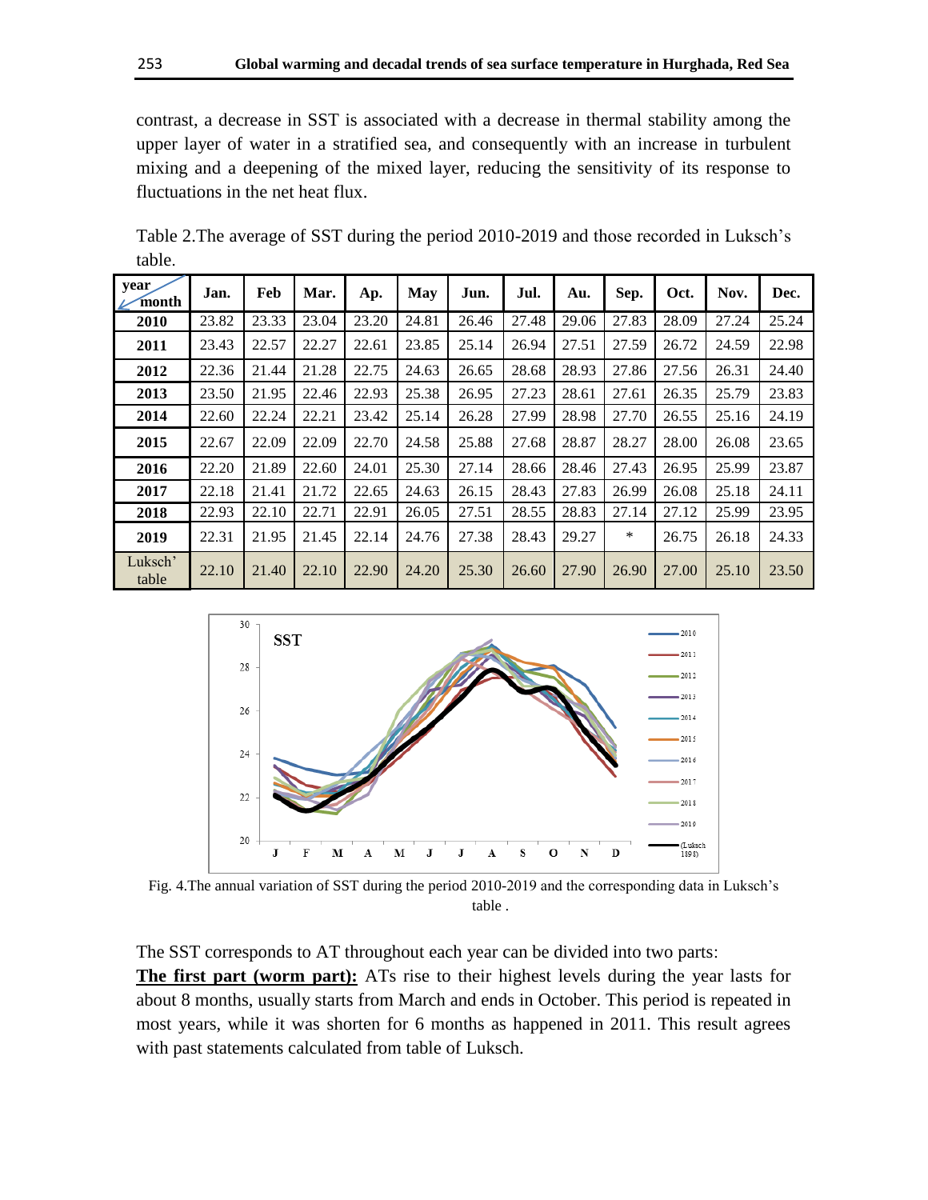contrast, a decrease in SST is associated with a decrease in thermal stability among the upper layer of water in a stratified sea, and consequently with an increase in turbulent mixing and a deepening of the mixed layer, reducing the sensitivity of its response to fluctuations in the net heat flux.

Table 2.The average of SST during the period 2010-2019 and those recorded in Luksch's table.

| year / month | Jan. | Feb | Mar. | Ap. | May | Jun. | Jul. | Au. | Sep. | Oct. | Nov. | Dec. |
|---|---|---|---|---|---|---|---|---|---|---|---|---|
| **2010** | 23.82 | 23.33 | 23.04 | 23.20 | 24.81 | 26.46 | 27.48 | 29.06 | 27.83 | 28.09 | 27.24 | 25.24 |
| **2011** | 23.43 | 22.57 | 22.27 | 22.61 | 23.85 | 25.14 | 26.94 | 27.51 | 27.59 | 26.72 | 24.59 | 22.98 |
| **2012** | 22.36 | 21.44 | 21.28 | 22.75 | 24.63 | 26.65 | 28.68 | 28.93 | 27.86 | 27.56 | 26.31 | 24.40 |
| **2013** | 23.50 | 21.95 | 22.46 | 22.93 | 25.38 | 26.95 | 27.23 | 28.61 | 27.61 | 26.35 | 25.79 | 23.83 |
| **2014** | 22.60 | 22.24 | 22.21 | 23.42 | 25.14 | 26.28 | 27.99 | 28.98 | 27.70 | 26.55 | 25.16 | 24.19 |
| **2015** | 22.67 | 22.09 | 22.09 | 22.70 | 24.58 | 25.88 | 27.68 | 28.87 | 28.27 | 28.00 | 26.08 | 23.65 |
| **2016** | 22.20 | 21.89 | 22.60 | 24.01 | 25.30 | 27.14 | 28.66 | 28.46 | 27.43 | 26.95 | 25.99 | 23.87 |
| **2017** | 22.18 | 21.41 | 21.72 | 22.65 | 24.63 | 26.15 | 28.43 | 27.83 | 26.99 | 26.08 | 25.18 | 24.11 |
| **2018** | 22.93 | 22.10 | 22.71 | 22.91 | 26.05 | 27.51 | 28.55 | 28.83 | 27.14 | 27.12 | 25.99 | 23.95 |
| **2019** | 22.31 | 21.95 | 21.45 | 22.14 | 24.76 | 27.38 | 28.43 | 29.27 | * | 26.75 | 26.18 | 24.33 |
| Luksch' table | 22.10 | 21.40 | 22.10 | 22.90 | 24.20 | 25.30 | 26.60 | 27.90 | 26.90 | 27.00 | 25.10 | 23.50 |

Fig. 4.The annual variation of SST during the period 2010-2019 and the corresponding data in Luksch's table .

The SST corresponds to AT throughout each year can be divided into two parts:

**The first part (worm part):** ATs rise to their highest levels during the year lasts for about 8 months, usually starts from March and ends in October. This period is repeated in most years, while it was shorten for 6 months as happened in 2011. This result agrees with past statements calculated from table of Luksch.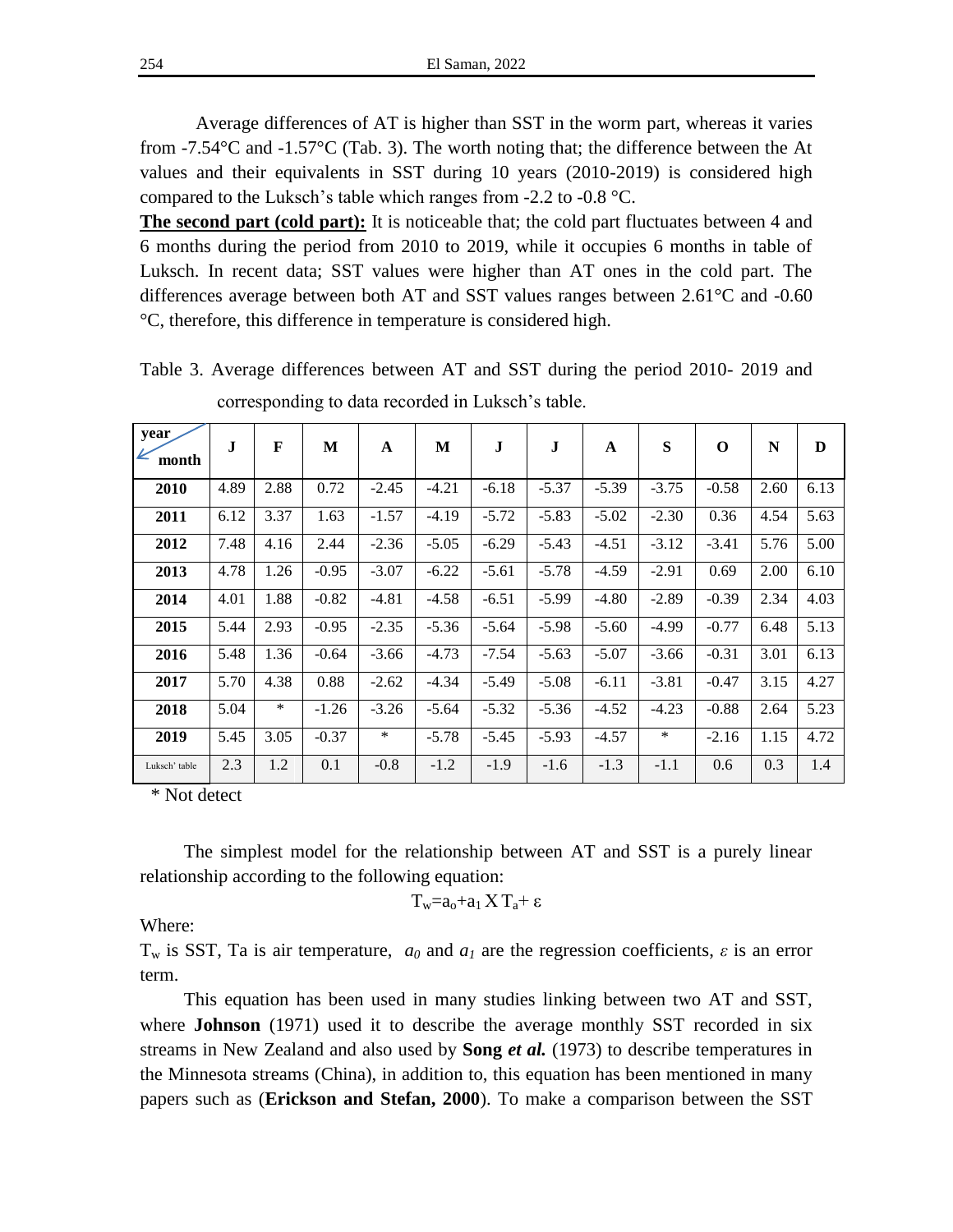Average differences of AT is higher than SST in the worm part, whereas it varies from -7.54°C and -1.57°C (Tab. 3). The worth noting that; the difference between the At values and their equivalents in SST during 10 years (2010-2019) is considered high compared to the Luksch's table which ranges from -2.2 to -0.8 °C.

**The second part (cold part):** It is noticeable that; the cold part fluctuates between 4 and 6 months during the period from 2010 to 2019, while it occupies 6 months in table of Luksch. In recent data; SST values were higher than AT ones in the cold part. The differences average between both AT and SST values ranges between 2.61°C and -0.60 °C, therefore, this difference in temperature is considered high.

Table 3. Average differences between AT and SST during the period 2010- 2019 and corresponding to data recorded in Luksch's table.

| year / month | J | F | M | A | M | J | J | A | S | O | N | D |
|---|---|---|---|---|---|---|---|---|---|---|---|---|
| **2010** | 4.89 | 2.88 | 0.72 | -2.45 | -4.21 | -6.18 | -5.37 | -5.39 | -3.75 | -0.58 | 2.60 | 6.13 |
| **2011** | 6.12 | 3.37 | 1.63 | -1.57 | -4.19 | -5.72 | -5.83 | -5.02 | -2.30 | 0.36 | 4.54 | 5.63 |
| **2012** | 7.48 | 4.16 | 2.44 | -2.36 | -5.05 | -6.29 | -5.43 | -4.51 | -3.12 | -3.41 | 5.76 | 5.00 |
| **2013** | 4.78 | 1.26 | -0.95 | -3.07 | -6.22 | -5.61 | -5.78 | -4.59 | -2.91 | 0.69 | 2.00 | 6.10 |
| **2014** | 4.01 | 1.88 | -0.82 | -4.81 | -4.58 | -6.51 | -5.99 | -4.80 | -2.89 | -0.39 | 2.34 | 4.03 |
| **2015** | 5.44 | 2.93 | -0.95 | -2.35 | -5.36 | -5.64 | -5.98 | -5.60 | -4.99 | -0.77 | 6.48 | 5.13 |
| **2016** | 5.48 | 1.36 | -0.64 | -3.66 | -4.73 | -7.54 | -5.63 | -5.07 | -3.66 | -0.31 | 3.01 | 6.13 |
| **2017** | 5.70 | 4.38 | 0.88 | -2.62 | -4.34 | -5.49 | -5.08 | -6.11 | -3.81 | -0.47 | 3.15 | 4.27 |
| **2018** | 5.04 | * | -1.26 | -3.26 | -5.64 | -5.32 | -5.36 | -4.52 | -4.23 | -0.88 | 2.64 | 5.23 |
| **2019** | 5.45 | 3.05 | -0.37 | * | -5.78 | -5.45 | -5.93 | -4.57 | * | -2.16 | 1.15 | 4.72 |
| Luksch' table | 2.3 | 1.2 | 0.1 | -0.8 | -1.2 | -1.9 | -1.6 | -1.3 | -1.1 | 0.6 | 0.3 | 1.4 |

\* Not detect

The simplest model for the relationship between AT and SST is a purely linear relationship according to the following equation:

$$T_w = a_o + a_1 \times T_a + \varepsilon$$

Where:

$T_w$ is SST, Ta is air temperature, $a_0$ and $a_1$ are the regression coefficients, $\varepsilon$ is an error term.

This equation has been used in many studies linking between two AT and SST, where **Johnson** (1971) used it to describe the average monthly SST recorded in six streams in New Zealand and also used by **Song *et al.*** (1973) to describe temperatures in the Minnesota streams (China), in addition to, this equation has been mentioned in many papers such as (**Erickson and Stefan, 2000**). To make a comparison between the SST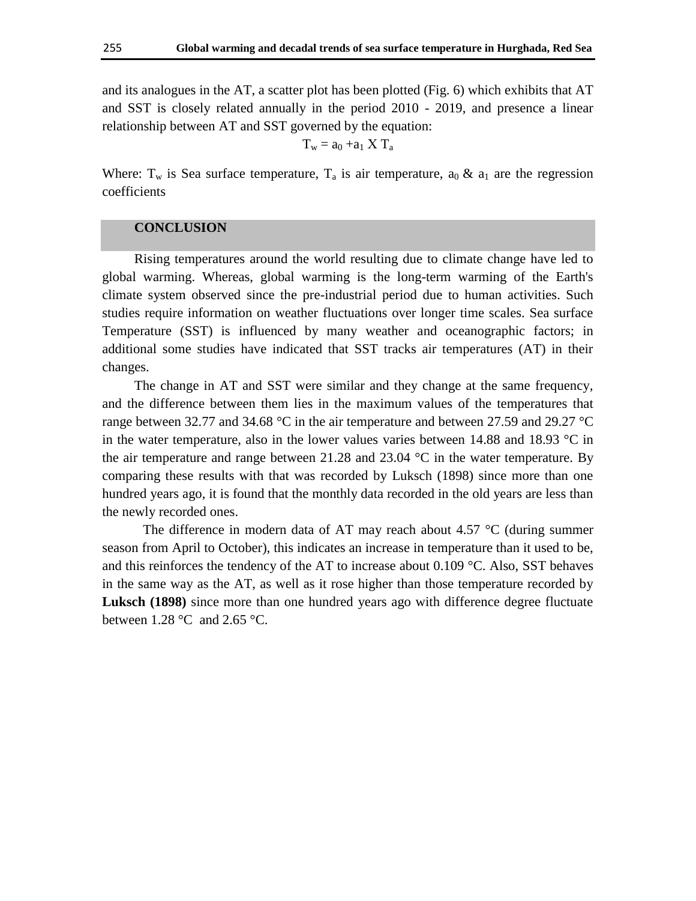and its analogues in the AT, a scatter plot has been plotted (Fig. 6) which exhibits that AT and SST is closely related annually in the period 2010 - 2019, and presence a linear relationship between AT and SST governed by the equation:

$$T_w = a_0 + a_1 \text{ X } T_a$$

Where: $T_w$ is Sea surface temperature, $T_a$ is air temperature, $a_0$ & $a_1$ are the regression coefficients

## CONCLUSION

Rising temperatures around the world resulting due to climate change have led to global warming. Whereas, global warming is the long-term warming of the Earth's climate system observed since the pre-industrial period due to human activities. Such studies require information on weather fluctuations over longer time scales. Sea surface Temperature (SST) is influenced by many weather and oceanographic factors; in additional some studies have indicated that SST tracks air temperatures (AT) in their changes.

The change in AT and SST were similar and they change at the same frequency, and the difference between them lies in the maximum values of the temperatures that range between 32.77 and 34.68 °C in the air temperature and between 27.59 and 29.27 °C in the water temperature, also in the lower values varies between 14.88 and 18.93 °C in the air temperature and range between 21.28 and 23.04 °C in the water temperature. By comparing these results with that was recorded by Luksch (1898) since more than one hundred years ago, it is found that the monthly data recorded in the old years are less than the newly recorded ones.

The difference in modern data of AT may reach about 4.57 °C (during summer season from April to October), this indicates an increase in temperature than it used to be, and this reinforces the tendency of the AT to increase about 0.109 °C. Also, SST behaves in the same way as the AT, as well as it rose higher than those temperature recorded by **Luksch (1898)** since more than one hundred years ago with difference degree fluctuate between 1.28 °C and 2.65 °C.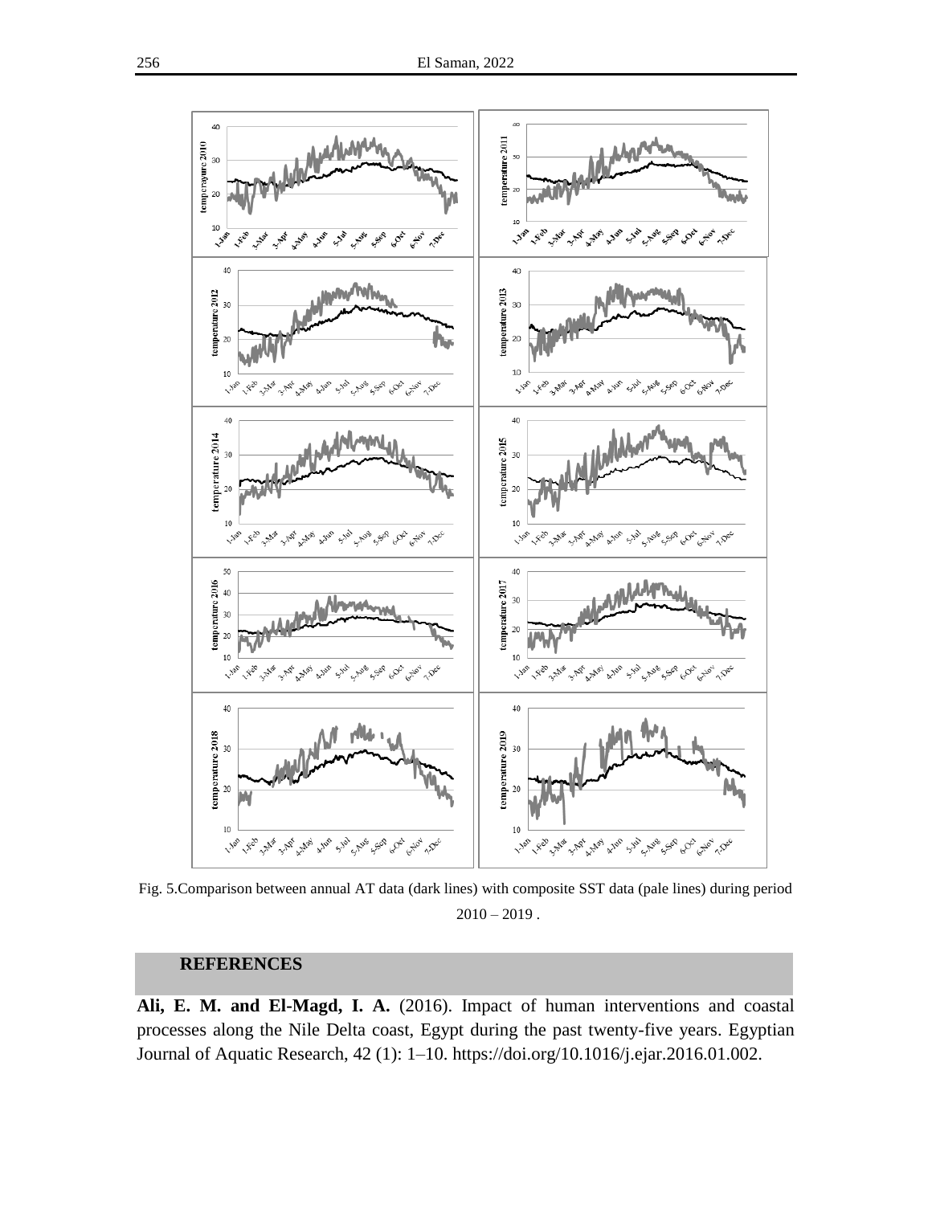Fig. 5.Comparison between annual AT data (dark lines) with composite SST data (pale lines) during period 2010 – 2019 .

## REFERENCES

**Ali, E. M. and El-Magd, I. A.** (2016). Impact of human interventions and coastal processes along the Nile Delta coast, Egypt during the past twenty-five years. Egyptian Journal of Aquatic Research, 42 (1): 1–10. https://doi.org/10.1016/j.ejar.2016.01.002.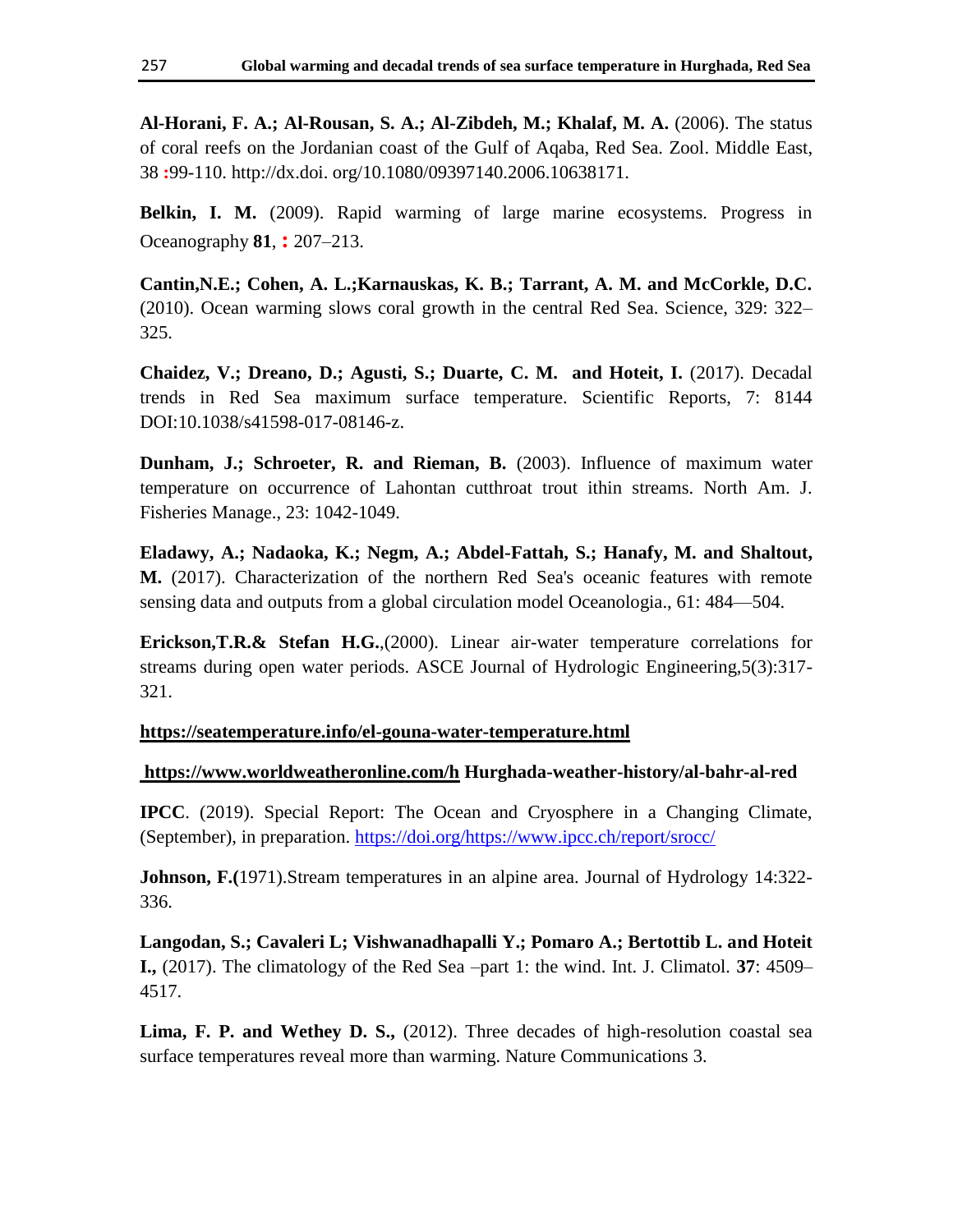**Al-Horani, F. A.; Al-Rousan, S. A.; Al-Zibdeh, M.; Khalaf, M. A.** (2006). The status of coral reefs on the Jordanian coast of the Gulf of Aqaba, Red Sea. Zool. Middle East, 38 :99-110. http://dx.doi. org/10.1080/09397140.2006.10638171.

**Belkin, I. M.** (2009). Rapid warming of large marine ecosystems. Progress in Oceanography **81**, **:** 207–213.

**Cantin,N.E.; Cohen, A. L.;Karnauskas, K. B.; Tarrant, A. M. and McCorkle, D.C.** (2010). Ocean warming slows coral growth in the central Red Sea. Science, 329: 322–325.

**Chaidez, V.; Dreano, D.; Agusti, S.; Duarte, C. M. and Hoteit, I.** (2017). Decadal trends in Red Sea maximum surface temperature. Scientific Reports, 7: 8144 DOI:10.1038/s41598-017-08146-z.

**Dunham, J.; Schroeter, R. and Rieman, B.** (2003). Influence of maximum water temperature on occurrence of Lahontan cutthroat trout ithin streams. North Am. J. Fisheries Manage., 23: 1042-1049.

**Eladawy, A.; Nadaoka, K.; Negm, A.; Abdel-Fattah, S.; Hanafy, M. and Shaltout, M.** (2017). Characterization of the northern Red Sea's oceanic features with remote sensing data and outputs from a global circulation model Oceanologia., 61: 484—504.

**Erickson,T.R.& Stefan H.G.**,(2000). Linear air-water temperature correlations for streams during open water periods. ASCE Journal of Hydrologic Engineering,5(3):317-321.

**https://seatemperature.info/el-gouna-water-temperature.html**

**https://www.worldweatheronline.com/h Hurghada-weather-history/al-bahr-al-red**

**IPCC**. (2019). Special Report: The Ocean and Cryosphere in a Changing Climate, (September), in preparation. https://doi.org/https://www.ipcc.ch/report/srocc/

**Johnson, F.(**1971).Stream temperatures in an alpine area. Journal of Hydrology 14:322-336.

**Langodan, S.; Cavaleri L; Vishwanadhapalli Y.; Pomaro A.; Bertottib L. and Hoteit I.,** (2017). The climatology of the Red Sea –part 1: the wind. Int. J. Climatol. **37**: 4509–4517.

**Lima, F. P. and Wethey D. S.,** (2012). Three decades of high-resolution coastal sea surface temperatures reveal more than warming. Nature Communications 3.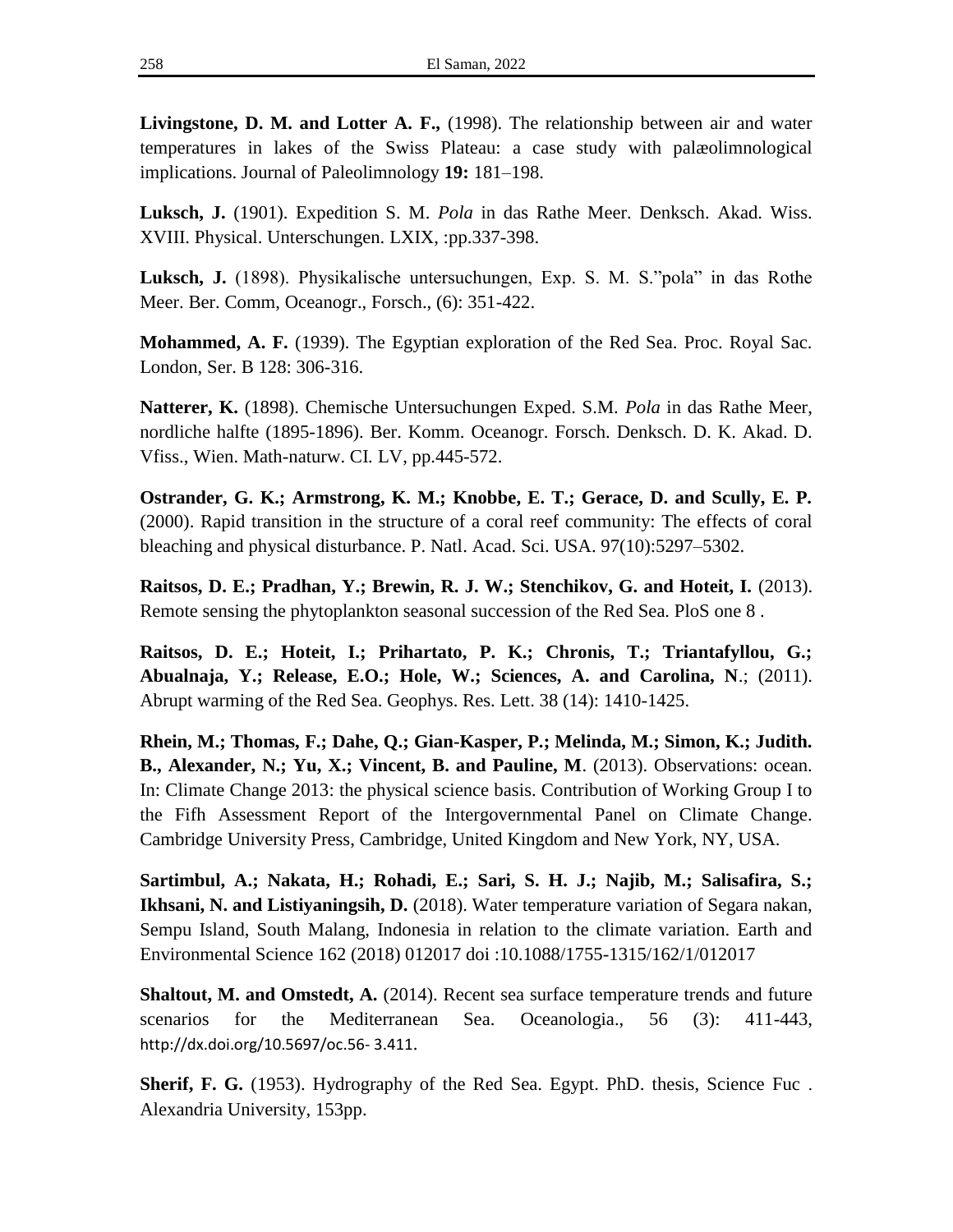**Livingstone, D. M. and Lotter A. F.,** (1998). The relationship between air and water temperatures in lakes of the Swiss Plateau: a case study with palæolimnological implications. Journal of Paleolimnology **19:** 181–198.

**Luksch, J.** (1901). Expedition S. M. *Pola* in das Rathe Meer. Denksch. Akad. Wiss. XVIII. Physical. Unterschungen. LXIX, :pp.337-398.

**Luksch, J.** (1898). Physikalische untersuchungen, Exp. S. M. S."pola" in das Rothe Meer. Ber. Comm, Oceanogr., Forsch., (6): 351-422.

**Mohammed, A. F.** (1939). The Egyptian exploration of the Red Sea. Proc. Royal Sac. London, Ser. B 128: 306-316.

**Natterer, K.** (1898). Chemische Untersuchungen Exped. S.M. *Pola* in das Rathe Meer, nordliche halfte (1895-1896). Ber. Komm. Oceanogr. Forsch. Denksch. D. K. Akad. D. Vfiss., Wien. Math-naturw. CI. LV, pp.445-572.

**Ostrander, G. K.; Armstrong, K. M.; Knobbe, E. T.; Gerace, D. and Scully, E. P.** (2000). Rapid transition in the structure of a coral reef community: The effects of coral bleaching and physical disturbance. P. Natl. Acad. Sci. USA. 97(10):5297–5302.

**Raitsos, D. E.; Pradhan, Y.; Brewin, R. J. W.; Stenchikov, G. and Hoteit, I.** (2013). Remote sensing the phytoplankton seasonal succession of the Red Sea. PloS one 8 .

**Raitsos, D. E.; Hoteit, I.; Prihartato, P. K.; Chronis, T.; Triantafyllou, G.; Abualnaja, Y.; Release, E.O.; Hole, W.; Sciences, A. and Carolina, N**.; (2011). Abrupt warming of the Red Sea. Geophys. Res. Lett. 38 (14): 1410-1425.

**Rhein, M.; Thomas, F.; Dahe, Q.; Gian-Kasper, P.; Melinda, M.; Simon, K.; Judith. B., Alexander, N.; Yu, X.; Vincent, B. and Pauline, M**. (2013). Observations: ocean. In: Climate Change 2013: the physical science basis. Contribution of Working Group I to the Fifh Assessment Report of the Intergovernmental Panel on Climate Change. Cambridge University Press, Cambridge, United Kingdom and New York, NY, USA.

**Sartimbul, A.; Nakata, H.; Rohadi, E.; Sari, S. H. J.; Najib, M.; Salisafira, S.; Ikhsani, N. and Listiyaningsih, D.** (2018). Water temperature variation of Segara nakan, Sempu Island, South Malang, Indonesia in relation to the climate variation. Earth and Environmental Science 162 (2018) 012017 doi :10.1088/1755-1315/162/1/012017

**Shaltout, M. and Omstedt, A.** (2014). Recent sea surface temperature trends and future scenarios for the Mediterranean Sea. Oceanologia., 56 (3): 411-443, http://dx.doi.org/10.5697/oc.56- 3.411.

**Sherif, F. G.** (1953). Hydrography of the Red Sea. Egypt. PhD. thesis, Science Fuc . Alexandria University, 153pp.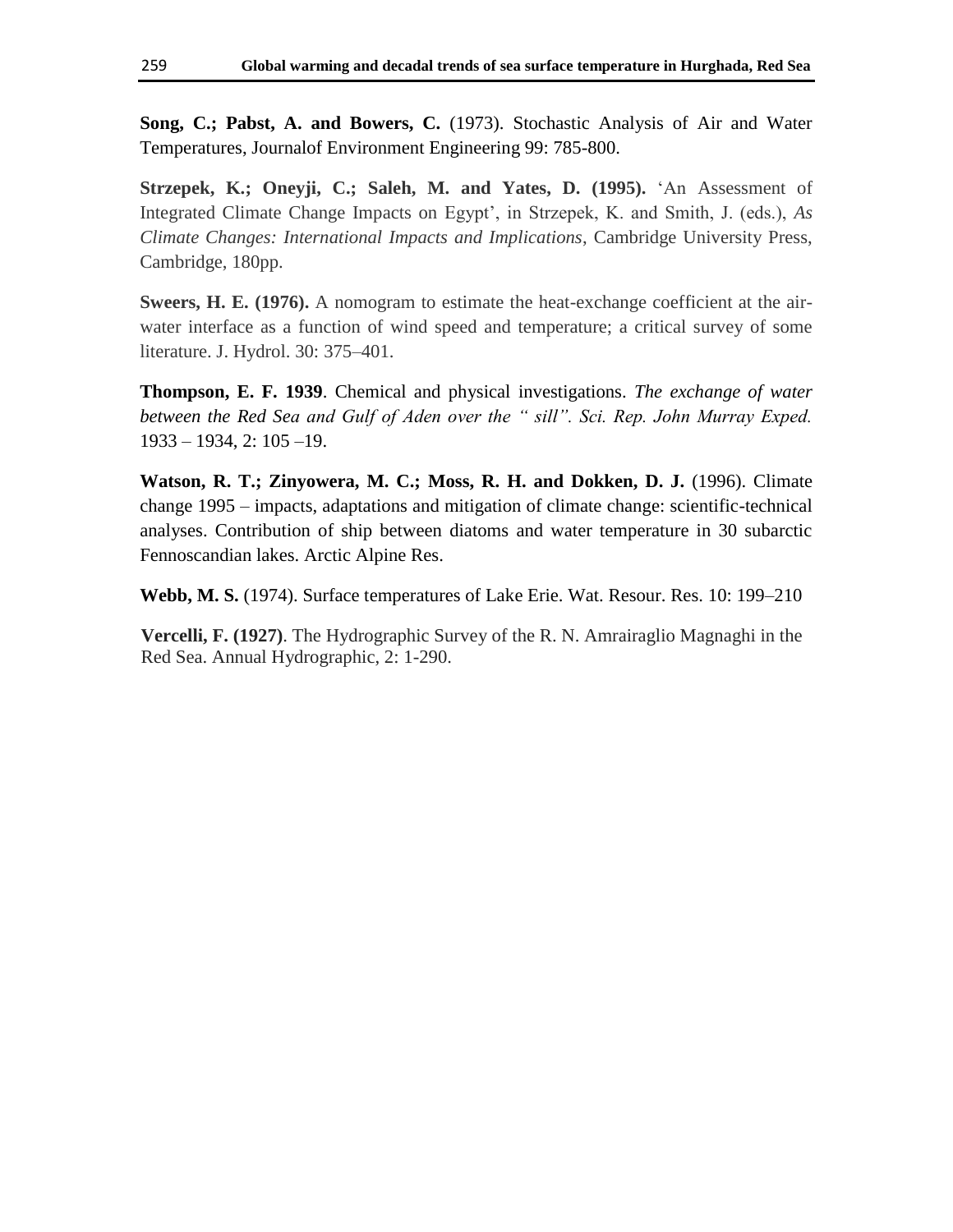**Song, C.; Pabst, A. and Bowers, C.** (1973). Stochastic Analysis of Air and Water Temperatures, Journalof Environment Engineering 99: 785-800.

**Strzepek, K.; Oneyji, C.; Saleh, M. and Yates, D. (1995).** 'An Assessment of Integrated Climate Change Impacts on Egypt', in Strzepek, K. and Smith, J. (eds.), *As Climate Changes: International Impacts and Implications*, Cambridge University Press, Cambridge, 180pp.

**Sweers, H. E. (1976).** A nomogram to estimate the heat-exchange coefficient at the air-water interface as a function of wind speed and temperature; a critical survey of some literature. J. Hydrol. 30: 375–401.

**Thompson, E. F. 1939**. Chemical and physical investigations. *The exchange of water between the Red Sea and Gulf of Aden over the " sill". Sci. Rep. John Murray Exped.* 1933 – 1934, 2: 105 –19.

**Watson, R. T.; Zinyowera, M. C.; Moss, R. H. and Dokken, D. J.** (1996). Climate change 1995 – impacts, adaptations and mitigation of climate change: scientific-technical analyses. Contribution of ship between diatoms and water temperature in 30 subarctic Fennoscandian lakes. Arctic Alpine Res.

**Webb, M. S.** (1974). Surface temperatures of Lake Erie. Wat. Resour. Res. 10: 199–210

**Vercelli, F. (1927)**. The Hydrographic Survey of the R. N. Amrairaglio Magnaghi in the Red Sea. Annual Hydrographic, 2: 1-290.